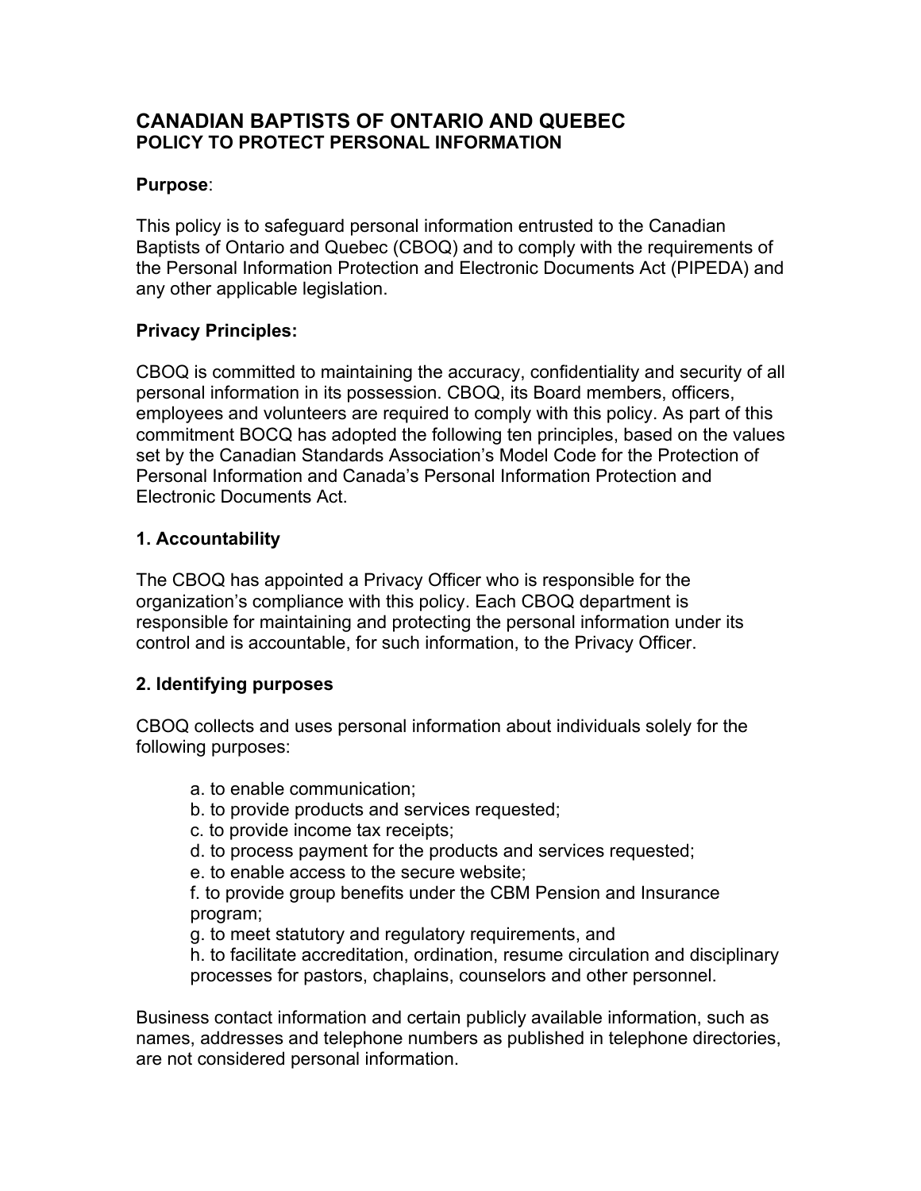# CANADIAN BAPTISTS OF ONTARIO AND QUEBEC
## POLICY TO PROTECT PERSONAL INFORMATION

**Purpose**:

This policy is to safeguard personal information entrusted to the Canadian Baptists of Ontario and Quebec (CBOQ) and to comply with the requirements of the Personal Information Protection and Electronic Documents Act (PIPEDA) and any other applicable legislation.

**Privacy Principles:**

CBOQ is committed to maintaining the accuracy, confidentiality and security of all personal information in its possession. CBOQ, its Board members, officers, employees and volunteers are required to comply with this policy. As part of this commitment BOCQ has adopted the following ten principles, based on the values set by the Canadian Standards Association's Model Code for the Protection of Personal Information and Canada's Personal Information Protection and Electronic Documents Act.

### 1. Accountability

The CBOQ has appointed a Privacy Officer who is responsible for the organization's compliance with this policy. Each CBOQ department is responsible for maintaining and protecting the personal information under its control and is accountable, for such information, to the Privacy Officer.

### 2. Identifying purposes

CBOQ collects and uses personal information about individuals solely for the following purposes:

a. to enable communication;
b. to provide products and services requested;
c. to provide income tax receipts;
d. to process payment for the products and services requested;
e. to enable access to the secure website;
f. to provide group benefits under the CBM Pension and Insurance program;
g. to meet statutory and regulatory requirements, and
h. to facilitate accreditation, ordination, resume circulation and disciplinary processes for pastors, chaplains, counselors and other personnel.

Business contact information and certain publicly available information, such as names, addresses and telephone numbers as published in telephone directories, are not considered personal information.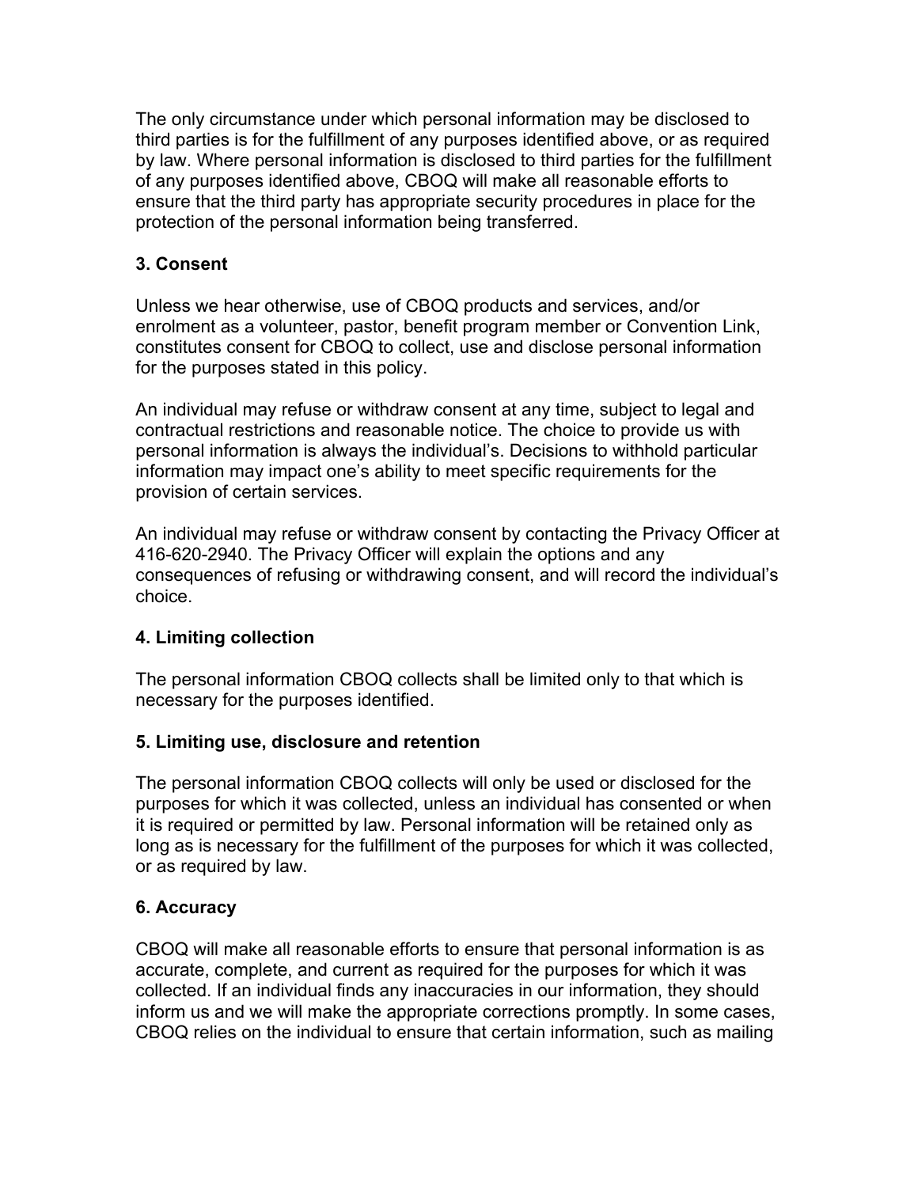The only circumstance under which personal information may be disclosed to third parties is for the fulfillment of any purposes identified above, or as required by law. Where personal information is disclosed to third parties for the fulfillment of any purposes identified above, CBOQ will make all reasonable efforts to ensure that the third party has appropriate security procedures in place for the protection of the personal information being transferred.

### 3. Consent

Unless we hear otherwise, use of CBOQ products and services, and/or enrolment as a volunteer, pastor, benefit program member or Convention Link, constitutes consent for CBOQ to collect, use and disclose personal information for the purposes stated in this policy.

An individual may refuse or withdraw consent at any time, subject to legal and contractual restrictions and reasonable notice. The choice to provide us with personal information is always the individual's. Decisions to withhold particular information may impact one's ability to meet specific requirements for the provision of certain services.

An individual may refuse or withdraw consent by contacting the Privacy Officer at 416-620-2940. The Privacy Officer will explain the options and any consequences of refusing or withdrawing consent, and will record the individual's choice.

### 4. Limiting collection

The personal information CBOQ collects shall be limited only to that which is necessary for the purposes identified.

### 5. Limiting use, disclosure and retention

The personal information CBOQ collects will only be used or disclosed for the purposes for which it was collected, unless an individual has consented or when it is required or permitted by law. Personal information will be retained only as long as is necessary for the fulfillment of the purposes for which it was collected, or as required by law.

### 6. Accuracy

CBOQ will make all reasonable efforts to ensure that personal information is as accurate, complete, and current as required for the purposes for which it was collected. If an individual finds any inaccuracies in our information, they should inform us and we will make the appropriate corrections promptly. In some cases, CBOQ relies on the individual to ensure that certain information, such as mailing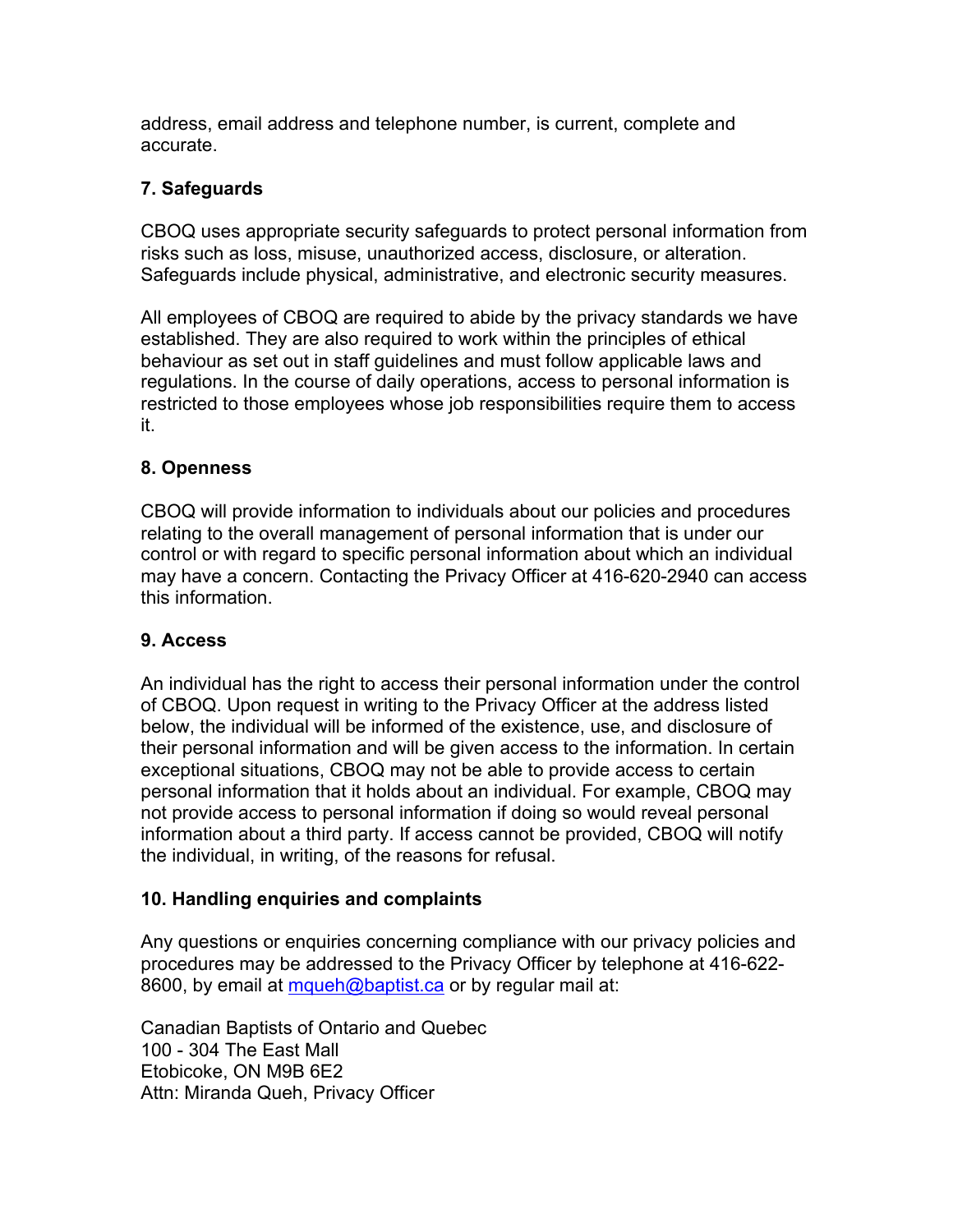address, email address and telephone number, is current, complete and accurate.

## 7. Safeguards

CBOQ uses appropriate security safeguards to protect personal information from risks such as loss, misuse, unauthorized access, disclosure, or alteration. Safeguards include physical, administrative, and electronic security measures.

All employees of CBOQ are required to abide by the privacy standards we have established. They are also required to work within the principles of ethical behaviour as set out in staff guidelines and must follow applicable laws and regulations. In the course of daily operations, access to personal information is restricted to those employees whose job responsibilities require them to access it.

## 8. Openness

CBOQ will provide information to individuals about our policies and procedures relating to the overall management of personal information that is under our control or with regard to specific personal information about which an individual may have a concern. Contacting the Privacy Officer at 416-620-2940 can access this information.

## 9. Access

An individual has the right to access their personal information under the control of CBOQ. Upon request in writing to the Privacy Officer at the address listed below, the individual will be informed of the existence, use, and disclosure of their personal information and will be given access to the information. In certain exceptional situations, CBOQ may not be able to provide access to certain personal information that it holds about an individual. For example, CBOQ may not provide access to personal information if doing so would reveal personal information about a third party. If access cannot be provided, CBOQ will notify the individual, in writing, of the reasons for refusal.

## 10. Handling enquiries and complaints

Any questions or enquiries concerning compliance with our privacy policies and procedures may be addressed to the Privacy Officer by telephone at 416-622-8600, by email at [mqueh@baptist.ca](mailto:mqueh@baptist.ca) or by regular mail at:

Canadian Baptists of Ontario and Quebec
100 - 304 The East Mall
Etobicoke, ON M9B 6E2
Attn: Miranda Queh, Privacy Officer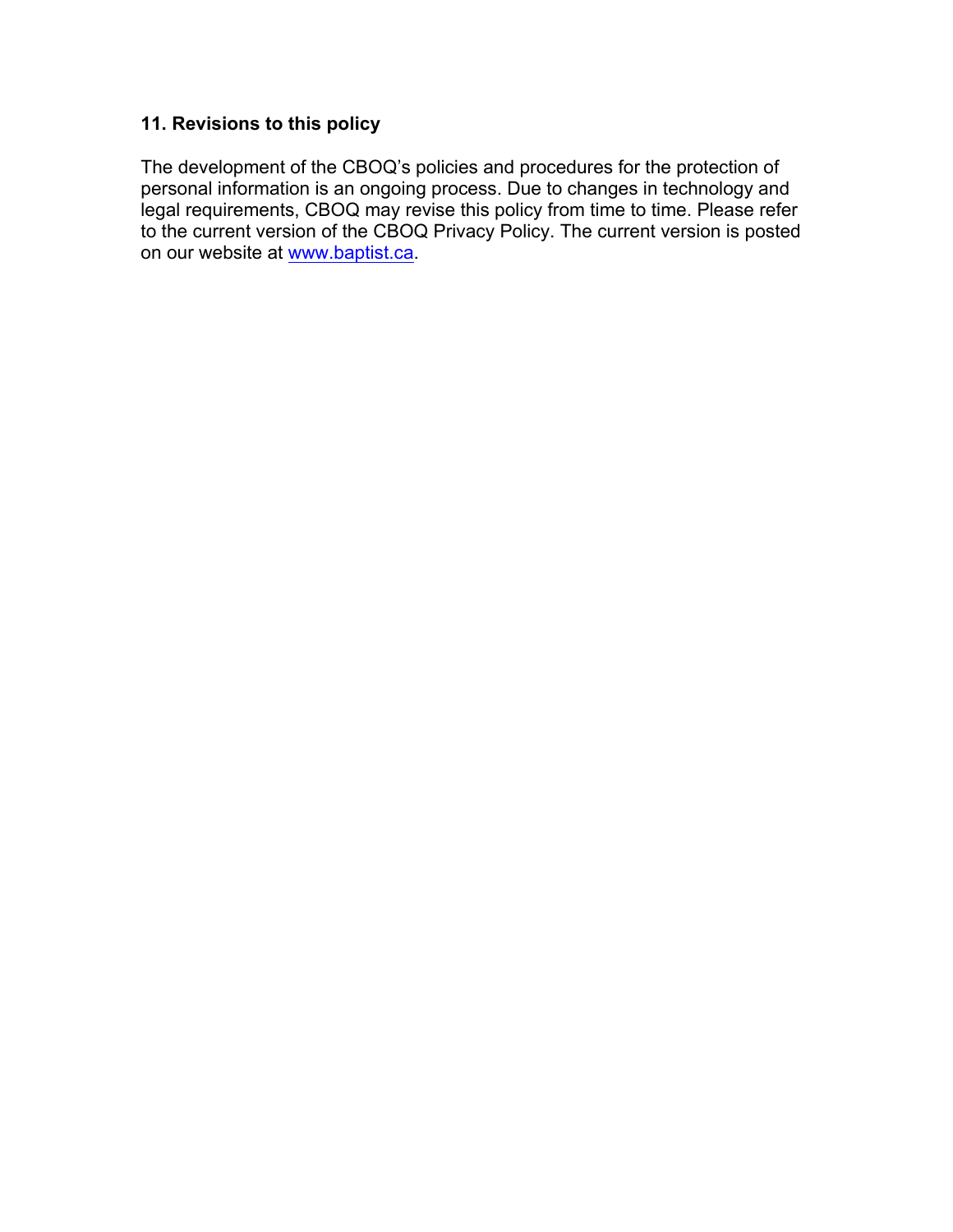### 11. Revisions to this policy

The development of the CBOQ's policies and procedures for the protection of personal information is an ongoing process. Due to changes in technology and legal requirements, CBOQ may revise this policy from time to time. Please refer to the current version of the CBOQ Privacy Policy. The current version is posted on our website at [www.baptist.ca](http://www.baptist.ca).